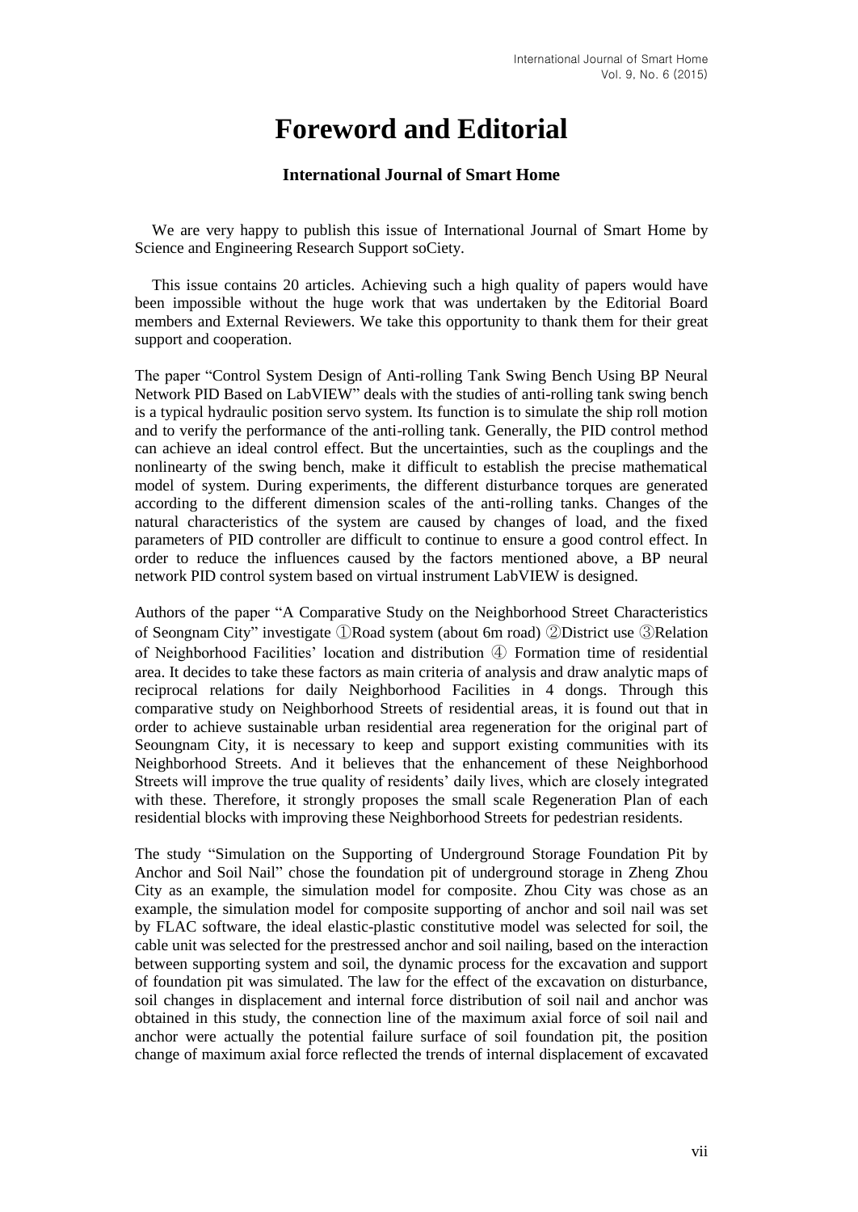# Foreword and Editorial

### International Journal of Smart Home

We are very happy to publish this issue of International Journal of Smart Home by Science and Engineering Research Support soCiety.

This issue contains 20 articles. Achieving such a high quality of papers would have been impossible without the huge work that was undertaken by the Editorial Board members and External Reviewers. We take this opportunity to thank them for their great support and cooperation.

The paper "Control System Design of Anti-rolling Tank Swing Bench Using BP Neural Network PID Based on LabVIEW" deals with the studies of anti-rolling tank swing bench is a typical hydraulic position servo system. Its function is to simulate the ship roll motion and to verify the performance of the anti-rolling tank. Generally, the PID control method can achieve an ideal control effect. But the uncertainties, such as the couplings and the nonlinearty of the swing bench, make it difficult to establish the precise mathematical model of system. During experiments, the different disturbance torques are generated according to the different dimension scales of the anti-rolling tanks. Changes of the natural characteristics of the system are caused by changes of load, and the fixed parameters of PID controller are difficult to continue to ensure a good control effect. In order to reduce the influences caused by the factors mentioned above, a BP neural network PID control system based on virtual instrument LabVIEW is designed.

Authors of the paper "A Comparative Study on the Neighborhood Street Characteristics of Seongnam City" investigate ①Road system (about 6m road) ②District use ③Relation of Neighborhood Facilities' location and distribution ④ Formation time of residential area. It decides to take these factors as main criteria of analysis and draw analytic maps of reciprocal relations for daily Neighborhood Facilities in 4 dongs. Through this comparative study on Neighborhood Streets of residential areas, it is found out that in order to achieve sustainable urban residential area regeneration for the original part of Seoungnam City, it is necessary to keep and support existing communities with its Neighborhood Streets. And it believes that the enhancement of these Neighborhood Streets will improve the true quality of residents' daily lives, which are closely integrated with these. Therefore, it strongly proposes the small scale Regeneration Plan of each residential blocks with improving these Neighborhood Streets for pedestrian residents.

The study "Simulation on the Supporting of Underground Storage Foundation Pit by Anchor and Soil Nail" chose the foundation pit of underground storage in Zheng Zhou City as an example, the simulation model for composite. Zhou City was chose as an example, the simulation model for composite supporting of anchor and soil nail was set by FLAC software, the ideal elastic-plastic constitutive model was selected for soil, the cable unit was selected for the prestressed anchor and soil nailing, based on the interaction between supporting system and soil, the dynamic process for the excavation and support of foundation pit was simulated. The law for the effect of the excavation on disturbance, soil changes in displacement and internal force distribution of soil nail and anchor was obtained in this study, the connection line of the maximum axial force of soil nail and anchor were actually the potential failure surface of soil foundation pit, the position change of maximum axial force reflected the trends of internal displacement of excavated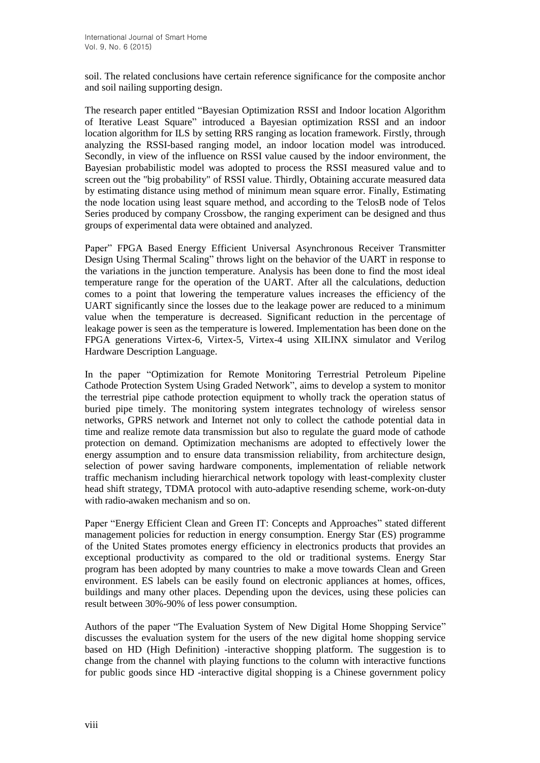soil. The related conclusions have certain reference significance for the composite anchor and soil nailing supporting design.

The research paper entitled "Bayesian Optimization RSSI and Indoor location Algorithm of Iterative Least Square" introduced a Bayesian optimization RSSI and an indoor location algorithm for ILS by setting RRS ranging as location framework. Firstly, through analyzing the RSSI-based ranging model, an indoor location model was introduced. Secondly, in view of the influence on RSSI value caused by the indoor environment, the Bayesian probabilistic model was adopted to process the RSSI measured value and to screen out the "big probability" of RSSI value. Thirdly, Obtaining accurate measured data by estimating distance using method of minimum mean square error. Finally, Estimating the node location using least square method, and according to the TelosB node of Telos Series produced by company Crossbow, the ranging experiment can be designed and thus groups of experimental data were obtained and analyzed.

Paper" FPGA Based Energy Efficient Universal Asynchronous Receiver Transmitter Design Using Thermal Scaling" throws light on the behavior of the UART in response to the variations in the junction temperature. Analysis has been done to find the most ideal temperature range for the operation of the UART. After all the calculations, deduction comes to a point that lowering the temperature values increases the efficiency of the UART significantly since the losses due to the leakage power are reduced to a minimum value when the temperature is decreased. Significant reduction in the percentage of leakage power is seen as the temperature is lowered. Implementation has been done on the FPGA generations Virtex-6, Virtex-5, Virtex-4 using XILINX simulator and Verilog Hardware Description Language.

In the paper "Optimization for Remote Monitoring Terrestrial Petroleum Pipeline Cathode Protection System Using Graded Network", aims to develop a system to monitor the terrestrial pipe cathode protection equipment to wholly track the operation status of buried pipe timely. The monitoring system integrates technology of wireless sensor networks, GPRS network and Internet not only to collect the cathode potential data in time and realize remote data transmission but also to regulate the guard mode of cathode protection on demand. Optimization mechanisms are adopted to effectively lower the energy assumption and to ensure data transmission reliability, from architecture design, selection of power saving hardware components, implementation of reliable network traffic mechanism including hierarchical network topology with least-complexity cluster head shift strategy, TDMA protocol with auto-adaptive resending scheme, work-on-duty with radio-awaken mechanism and so on.

Paper "Energy Efficient Clean and Green IT: Concepts and Approaches" stated different management policies for reduction in energy consumption. Energy Star (ES) programme of the United States promotes energy efficiency in electronics products that provides an exceptional productivity as compared to the old or traditional systems. Energy Star program has been adopted by many countries to make a move towards Clean and Green environment. ES labels can be easily found on electronic appliances at homes, offices, buildings and many other places. Depending upon the devices, using these policies can result between 30%-90% of less power consumption.

Authors of the paper "The Evaluation System of New Digital Home Shopping Service" discusses the evaluation system for the users of the new digital home shopping service based on HD (High Definition) -interactive shopping platform. The suggestion is to change from the channel with playing functions to the column with interactive functions for public goods since HD -interactive digital shopping is a Chinese government policy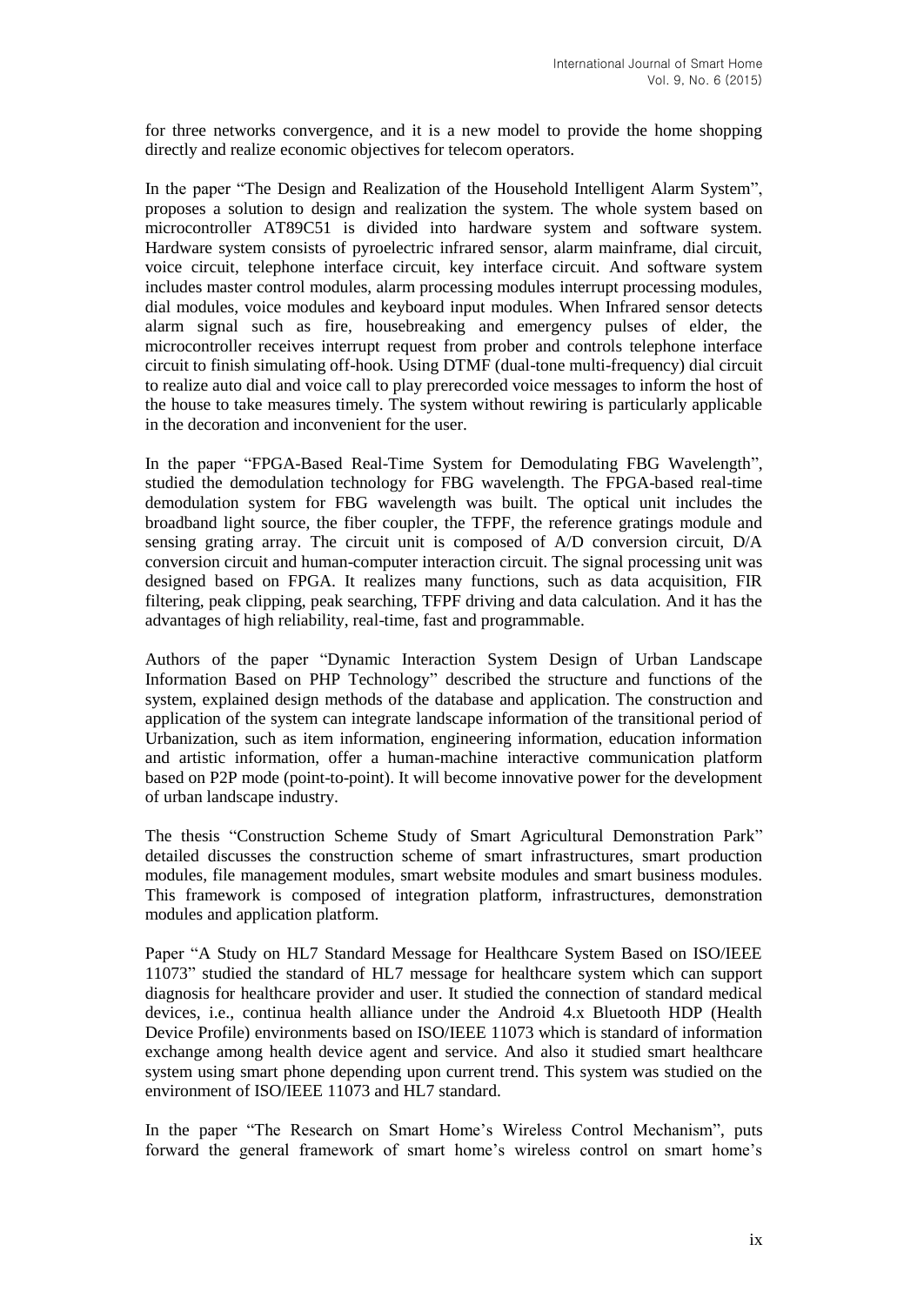for three networks convergence, and it is a new model to provide the home shopping directly and realize economic objectives for telecom operators.

In the paper "The Design and Realization of the Household Intelligent Alarm System", proposes a solution to design and realization the system. The whole system based on microcontroller AT89C51 is divided into hardware system and software system. Hardware system consists of pyroelectric infrared sensor, alarm mainframe, dial circuit, voice circuit, telephone interface circuit, key interface circuit. And software system includes master control modules, alarm processing modules interrupt processing modules, dial modules, voice modules and keyboard input modules. When Infrared sensor detects alarm signal such as fire, housebreaking and emergency pulses of elder, the microcontroller receives interrupt request from prober and controls telephone interface circuit to finish simulating off-hook. Using DTMF (dual-tone multi-frequency) dial circuit to realize auto dial and voice call to play prerecorded voice messages to inform the host of the house to take measures timely. The system without rewiring is particularly applicable in the decoration and inconvenient for the user.

In the paper "FPGA-Based Real-Time System for Demodulating FBG Wavelength", studied the demodulation technology for FBG wavelength. The FPGA-based real-time demodulation system for FBG wavelength was built. The optical unit includes the broadband light source, the fiber coupler, the TFPF, the reference gratings module and sensing grating array. The circuit unit is composed of A/D conversion circuit, D/A conversion circuit and human-computer interaction circuit. The signal processing unit was designed based on FPGA. It realizes many functions, such as data acquisition, FIR filtering, peak clipping, peak searching, TFPF driving and data calculation. And it has the advantages of high reliability, real-time, fast and programmable.

Authors of the paper "Dynamic Interaction System Design of Urban Landscape Information Based on PHP Technology" described the structure and functions of the system, explained design methods of the database and application. The construction and application of the system can integrate landscape information of the transitional period of Urbanization, such as item information, engineering information, education information and artistic information, offer a human-machine interactive communication platform based on P2P mode (point-to-point). It will become innovative power for the development of urban landscape industry.

The thesis "Construction Scheme Study of Smart Agricultural Demonstration Park" detailed discusses the construction scheme of smart infrastructures, smart production modules, file management modules, smart website modules and smart business modules. This framework is composed of integration platform, infrastructures, demonstration modules and application platform.

Paper "A Study on HL7 Standard Message for Healthcare System Based on ISO/IEEE 11073" studied the standard of HL7 message for healthcare system which can support diagnosis for healthcare provider and user. It studied the connection of standard medical devices, i.e., continua health alliance under the Android 4.x Bluetooth HDP (Health Device Profile) environments based on ISO/IEEE 11073 which is standard of information exchange among health device agent and service. And also it studied smart healthcare system using smart phone depending upon current trend. This system was studied on the environment of ISO/IEEE 11073 and HL7 standard.

In the paper "The Research on Smart Home's Wireless Control Mechanism", puts forward the general framework of smart home's wireless control on smart home's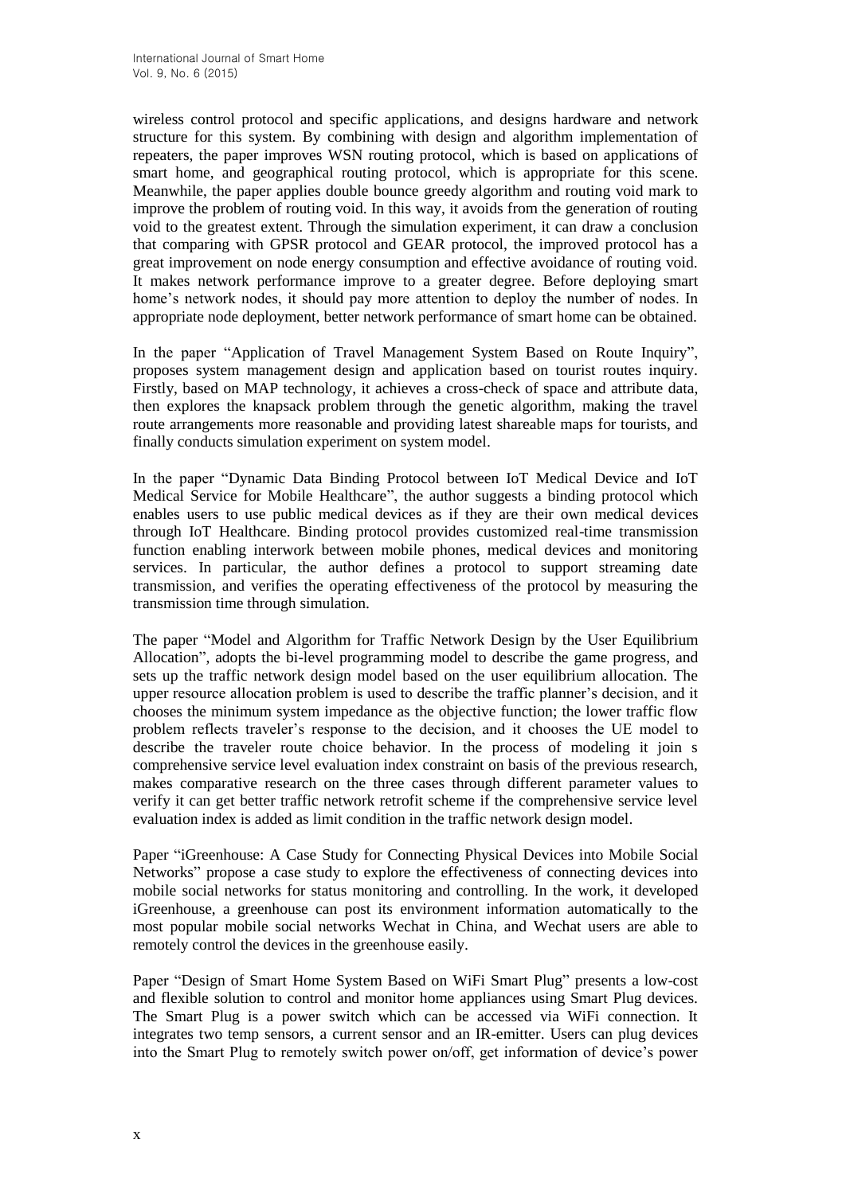wireless control protocol and specific applications, and designs hardware and network structure for this system. By combining with design and algorithm implementation of repeaters, the paper improves WSN routing protocol, which is based on applications of smart home, and geographical routing protocol, which is appropriate for this scene. Meanwhile, the paper applies double bounce greedy algorithm and routing void mark to improve the problem of routing void. In this way, it avoids from the generation of routing void to the greatest extent. Through the simulation experiment, it can draw a conclusion that comparing with GPSR protocol and GEAR protocol, the improved protocol has a great improvement on node energy consumption and effective avoidance of routing void. It makes network performance improve to a greater degree. Before deploying smart home's network nodes, it should pay more attention to deploy the number of nodes. In appropriate node deployment, better network performance of smart home can be obtained.

In the paper "Application of Travel Management System Based on Route Inquiry", proposes system management design and application based on tourist routes inquiry. Firstly, based on MAP technology, it achieves a cross-check of space and attribute data, then explores the knapsack problem through the genetic algorithm, making the travel route arrangements more reasonable and providing latest shareable maps for tourists, and finally conducts simulation experiment on system model.

In the paper "Dynamic Data Binding Protocol between IoT Medical Device and IoT Medical Service for Mobile Healthcare", the author suggests a binding protocol which enables users to use public medical devices as if they are their own medical devices through IoT Healthcare. Binding protocol provides customized real-time transmission function enabling interwork between mobile phones, medical devices and monitoring services. In particular, the author defines a protocol to support streaming date transmission, and verifies the operating effectiveness of the protocol by measuring the transmission time through simulation.

The paper "Model and Algorithm for Traffic Network Design by the User Equilibrium Allocation", adopts the bi-level programming model to describe the game progress, and sets up the traffic network design model based on the user equilibrium allocation. The upper resource allocation problem is used to describe the traffic planner's decision, and it chooses the minimum system impedance as the objective function; the lower traffic flow problem reflects traveler's response to the decision, and it chooses the UE model to describe the traveler route choice behavior. In the process of modeling it join s comprehensive service level evaluation index constraint on basis of the previous research, makes comparative research on the three cases through different parameter values to verify it can get better traffic network retrofit scheme if the comprehensive service level evaluation index is added as limit condition in the traffic network design model.

Paper "iGreenhouse: A Case Study for Connecting Physical Devices into Mobile Social Networks" propose a case study to explore the effectiveness of connecting devices into mobile social networks for status monitoring and controlling. In the work, it developed iGreenhouse, a greenhouse can post its environment information automatically to the most popular mobile social networks Wechat in China, and Wechat users are able to remotely control the devices in the greenhouse easily.

Paper "Design of Smart Home System Based on WiFi Smart Plug" presents a low-cost and flexible solution to control and monitor home appliances using Smart Plug devices. The Smart Plug is a power switch which can be accessed via WiFi connection. It integrates two temp sensors, a current sensor and an IR-emitter. Users can plug devices into the Smart Plug to remotely switch power on/off, get information of device's power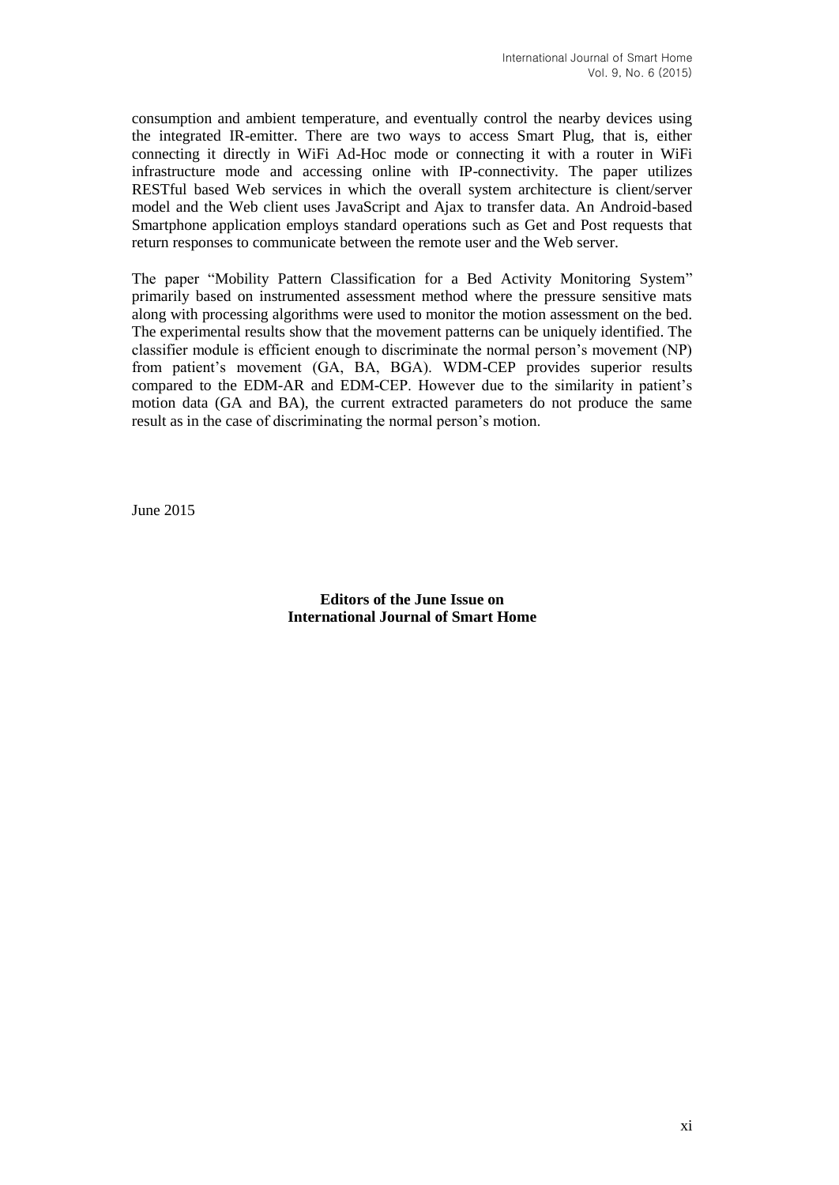consumption and ambient temperature, and eventually control the nearby devices using the integrated IR-emitter. There are two ways to access Smart Plug, that is, either connecting it directly in WiFi Ad-Hoc mode or connecting it with a router in WiFi infrastructure mode and accessing online with IP-connectivity. The paper utilizes RESTful based Web services in which the overall system architecture is client/server model and the Web client uses JavaScript and Ajax to transfer data. An Android-based Smartphone application employs standard operations such as Get and Post requests that return responses to communicate between the remote user and the Web server.

The paper "Mobility Pattern Classification for a Bed Activity Monitoring System" primarily based on instrumented assessment method where the pressure sensitive mats along with processing algorithms were used to monitor the motion assessment on the bed. The experimental results show that the movement patterns can be uniquely identified. The classifier module is efficient enough to discriminate the normal person's movement (NP) from patient's movement (GA, BA, BGA). WDM-CEP provides superior results compared to the EDM-AR and EDM-CEP. However due to the similarity in patient's motion data (GA and BA), the current extracted parameters do not produce the same result as in the case of discriminating the normal person's motion.

June 2015

**Editors of the June Issue on**
**International Journal of Smart Home**